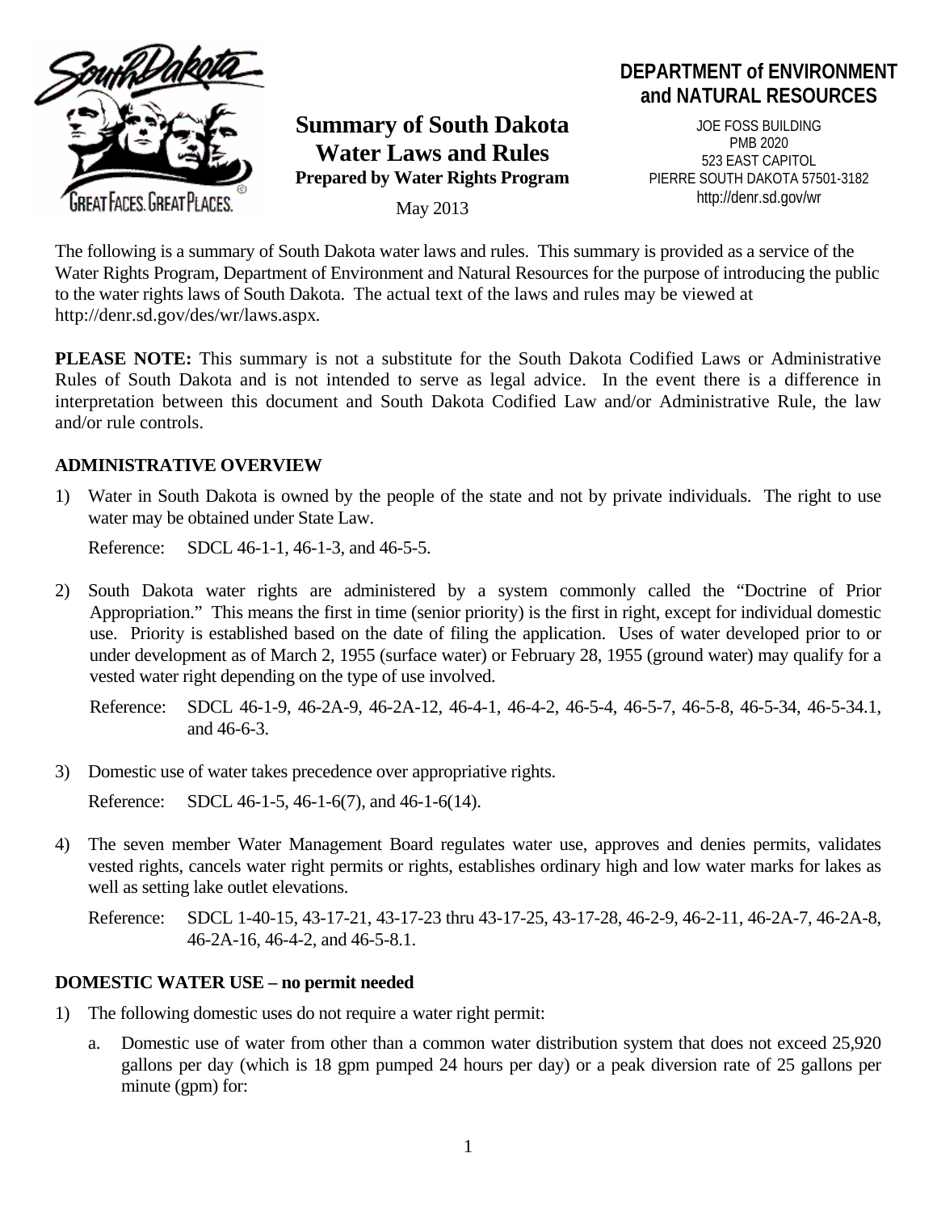**DEPARTMENT of ENVIRONMENT and NATURAL RESOURCES**

JOE FOSS BUILDING
PMB 2020
523 EAST CAPITOL
PIERRE SOUTH DAKOTA 57501-3182
http://denr.sd.gov/wr

# Summary of South Dakota Water Laws and Rules

**Prepared by Water Rights Program**

May 2013

The following is a summary of South Dakota water laws and rules. This summary is provided as a service of the Water Rights Program, Department of Environment and Natural Resources for the purpose of introducing the public to the water rights laws of South Dakota. The actual text of the laws and rules may be viewed at http://denr.sd.gov/des/wr/laws.aspx.

**PLEASE NOTE:** This summary is not a substitute for the South Dakota Codified Laws or Administrative Rules of South Dakota and is not intended to serve as legal advice. In the event there is a difference in interpretation between this document and South Dakota Codified Law and/or Administrative Rule, the law and/or rule controls.

## ADMINISTRATIVE OVERVIEW

1) Water in South Dakota is owned by the people of the state and not by private individuals. The right to use water may be obtained under State Law.

   Reference: SDCL 46-1-1, 46-1-3, and 46-5-5.

2) South Dakota water rights are administered by a system commonly called the "Doctrine of Prior Appropriation." This means the first in time (senior priority) is the first in right, except for individual domestic use. Priority is established based on the date of filing the application. Uses of water developed prior to or under development as of March 2, 1955 (surface water) or February 28, 1955 (ground water) may qualify for a vested water right depending on the type of use involved.

   Reference: SDCL 46-1-9, 46-2A-9, 46-2A-12, 46-4-1, 46-4-2, 46-5-4, 46-5-7, 46-5-8, 46-5-34, 46-5-34.1, and 46-6-3.

3) Domestic use of water takes precedence over appropriative rights.

   Reference: SDCL 46-1-5, 46-1-6(7), and 46-1-6(14).

4) The seven member Water Management Board regulates water use, approves and denies permits, validates vested rights, cancels water right permits or rights, establishes ordinary high and low water marks for lakes as well as setting lake outlet elevations.

   Reference: SDCL 1-40-15, 43-17-21, 43-17-23 thru 43-17-25, 43-17-28, 46-2-9, 46-2-11, 46-2A-7, 46-2A-8, 46-2A-16, 46-4-2, and 46-5-8.1.

## DOMESTIC WATER USE – no permit needed

1) The following domestic uses do not require a water right permit:

   a. Domestic use of water from other than a common water distribution system that does not exceed 25,920 gallons per day (which is 18 gpm pumped 24 hours per day) or a peak diversion rate of 25 gallons per minute (gpm) for: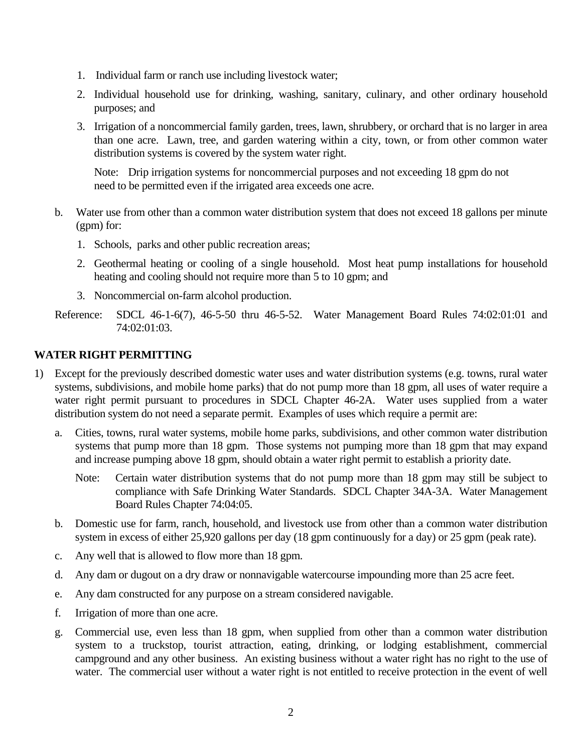1. Individual farm or ranch use including livestock water;
2. Individual household use for drinking, washing, sanitary, culinary, and other ordinary household purposes; and
3. Irrigation of a noncommercial family garden, trees, lawn, shrubbery, or orchard that is no larger in area than one acre. Lawn, tree, and garden watering within a city, town, or from other common water distribution systems is covered by the system water right.

   Note: Drip irrigation systems for noncommercial purposes and not exceeding 18 gpm do not need to be permitted even if the irrigated area exceeds one acre.

b. Water use from other than a common water distribution system that does not exceed 18 gallons per minute (gpm) for:

   1. Schools, parks and other public recreation areas;
   2. Geothermal heating or cooling of a single household. Most heat pump installations for household heating and cooling should not require more than 5 to 10 gpm; and
   3. Noncommercial on-farm alcohol production.

Reference: SDCL 46-1-6(7), 46-5-50 thru 46-5-52. Water Management Board Rules 74:02:01:01 and 74:02:01:03.

## WATER RIGHT PERMITTING

1) Except for the previously described domestic water uses and water distribution systems (e.g. towns, rural water systems, subdivisions, and mobile home parks) that do not pump more than 18 gpm, all uses of water require a water right permit pursuant to procedures in SDCL Chapter 46-2A. Water uses supplied from a water distribution system do not need a separate permit. Examples of uses which require a permit are:

   a. Cities, towns, rural water systems, mobile home parks, subdivisions, and other common water distribution systems that pump more than 18 gpm. Those systems not pumping more than 18 gpm that may expand and increase pumping above 18 gpm, should obtain a water right permit to establish a priority date.

      Note: Certain water distribution systems that do not pump more than 18 gpm may still be subject to compliance with Safe Drinking Water Standards. SDCL Chapter 34A-3A. Water Management Board Rules Chapter 74:04:05.

   b. Domestic use for farm, ranch, household, and livestock use from other than a common water distribution system in excess of either 25,920 gallons per day (18 gpm continuously for a day) or 25 gpm (peak rate).

   c. Any well that is allowed to flow more than 18 gpm.

   d. Any dam or dugout on a dry draw or nonnavigable watercourse impounding more than 25 acre feet.

   e. Any dam constructed for any purpose on a stream considered navigable.

   f. Irrigation of more than one acre.

   g. Commercial use, even less than 18 gpm, when supplied from other than a common water distribution system to a truckstop, tourist attraction, eating, drinking, or lodging establishment, commercial campground and any other business. An existing business without a water right has no right to the use of water. The commercial user without a water right is not entitled to receive protection in the event of well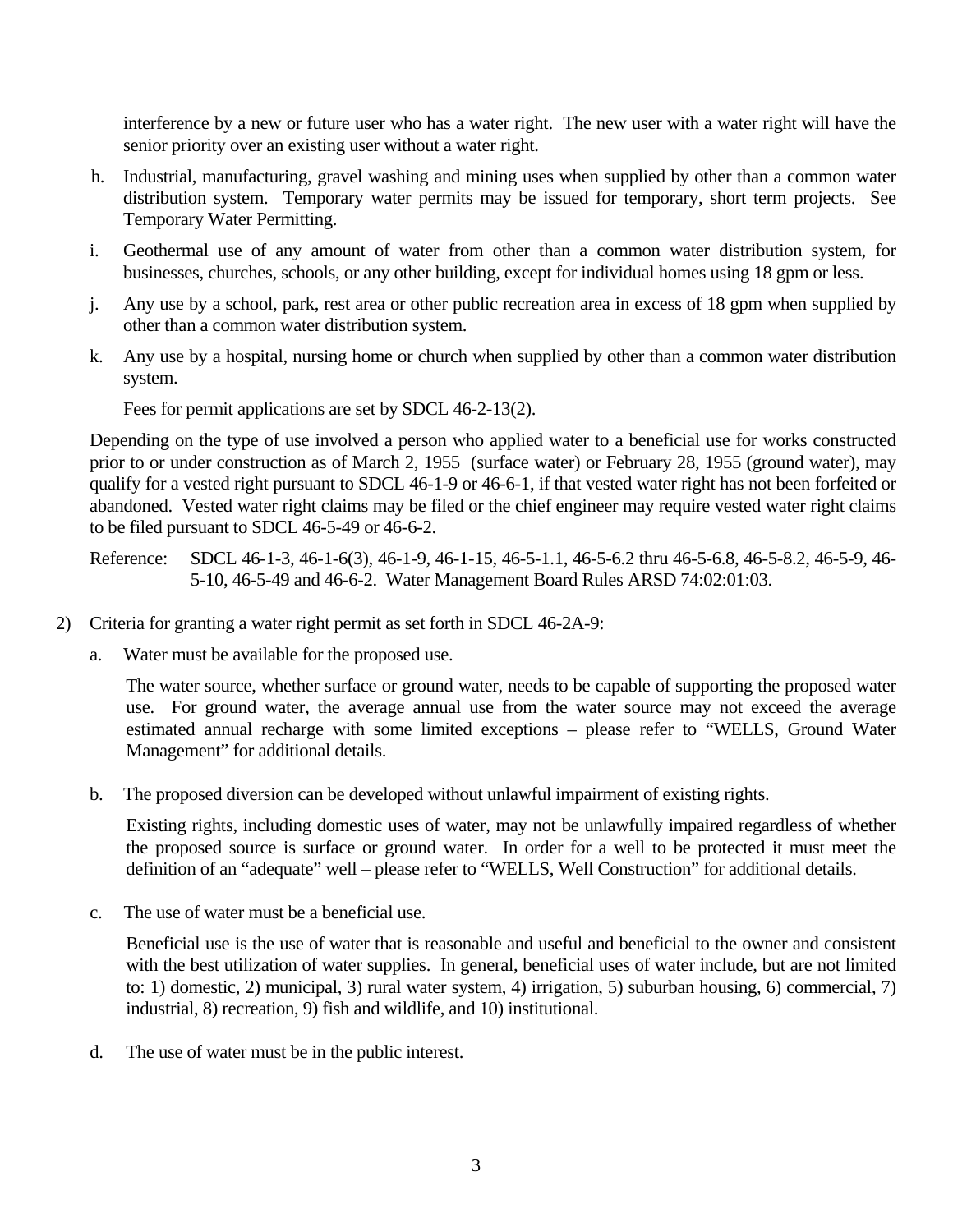interference by a new or future user who has a water right. The new user with a water right will have the senior priority over an existing user without a water right.

h. Industrial, manufacturing, gravel washing and mining uses when supplied by other than a common water distribution system. Temporary water permits may be issued for temporary, short term projects. See Temporary Water Permitting.

i. Geothermal use of any amount of water from other than a common water distribution system, for businesses, churches, schools, or any other building, except for individual homes using 18 gpm or less.

j. Any use by a school, park, rest area or other public recreation area in excess of 18 gpm when supplied by other than a common water distribution system.

k. Any use by a hospital, nursing home or church when supplied by other than a common water distribution system.

Fees for permit applications are set by SDCL 46-2-13(2).

Depending on the type of use involved a person who applied water to a beneficial use for works constructed prior to or under construction as of March 2, 1955 (surface water) or February 28, 1955 (ground water), may qualify for a vested right pursuant to SDCL 46-1-9 or 46-6-1, if that vested water right has not been forfeited or abandoned. Vested water right claims may be filed or the chief engineer may require vested water right claims to be filed pursuant to SDCL 46-5-49 or 46-6-2.

Reference: SDCL 46-1-3, 46-1-6(3), 46-1-9, 46-1-15, 46-5-1.1, 46-5-6.2 thru 46-5-6.8, 46-5-8.2, 46-5-9, 46-5-10, 46-5-49 and 46-6-2. Water Management Board Rules ARSD 74:02:01:03.

2) Criteria for granting a water right permit as set forth in SDCL 46-2A-9:

a. Water must be available for the proposed use.

The water source, whether surface or ground water, needs to be capable of supporting the proposed water use. For ground water, the average annual use from the water source may not exceed the average estimated annual recharge with some limited exceptions – please refer to "WELLS, Ground Water Management" for additional details.

b. The proposed diversion can be developed without unlawful impairment of existing rights.

Existing rights, including domestic uses of water, may not be unlawfully impaired regardless of whether the proposed source is surface or ground water. In order for a well to be protected it must meet the definition of an "adequate" well – please refer to "WELLS, Well Construction" for additional details.

c. The use of water must be a beneficial use.

Beneficial use is the use of water that is reasonable and useful and beneficial to the owner and consistent with the best utilization of water supplies. In general, beneficial uses of water include, but are not limited to: 1) domestic, 2) municipal, 3) rural water system, 4) irrigation, 5) suburban housing, 6) commercial, 7) industrial, 8) recreation, 9) fish and wildlife, and 10) institutional.

d. The use of water must be in the public interest.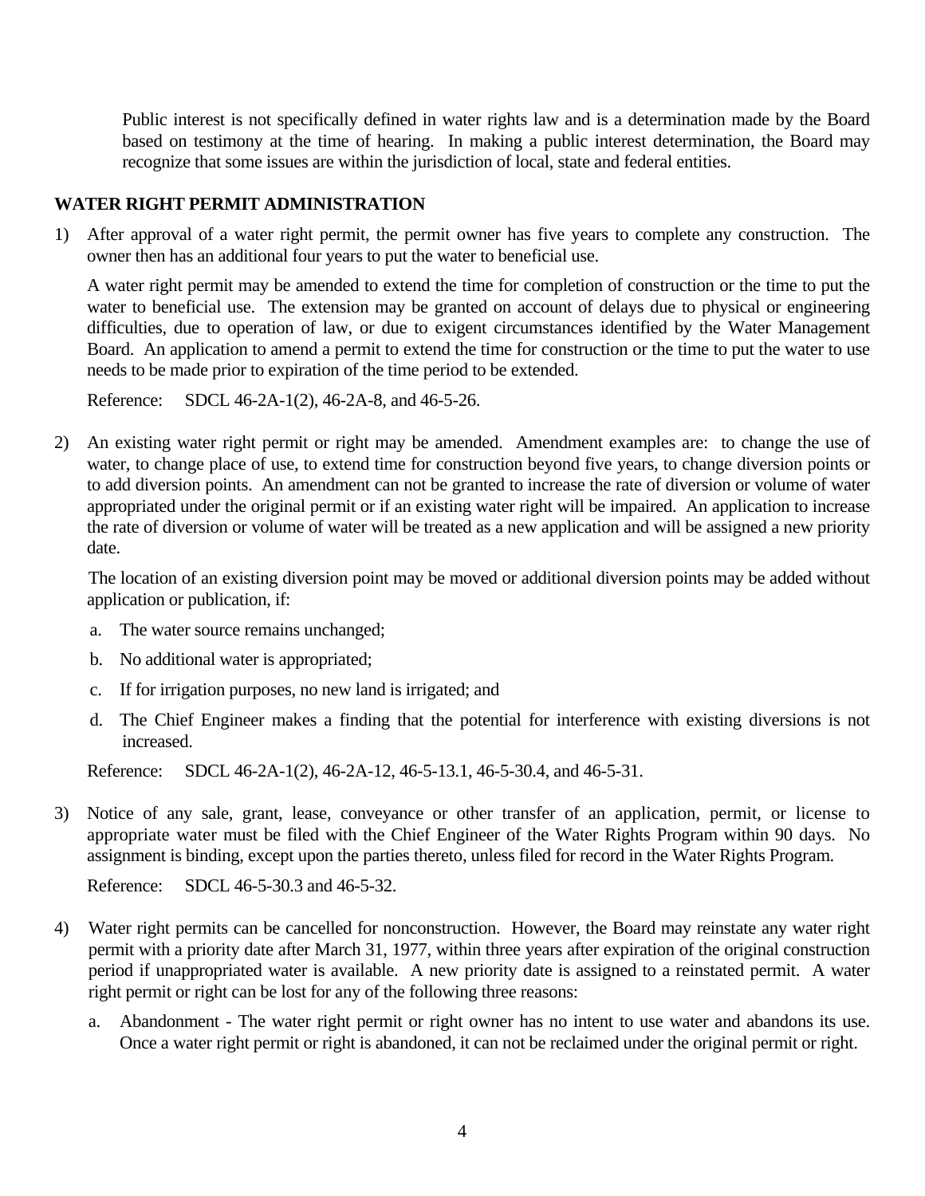Public interest is not specifically defined in water rights law and is a determination made by the Board based on testimony at the time of hearing. In making a public interest determination, the Board may recognize that some issues are within the jurisdiction of local, state and federal entities.

## WATER RIGHT PERMIT ADMINISTRATION

1) After approval of a water right permit, the permit owner has five years to complete any construction. The owner then has an additional four years to put the water to beneficial use.

   A water right permit may be amended to extend the time for completion of construction or the time to put the water to beneficial use. The extension may be granted on account of delays due to physical or engineering difficulties, due to operation of law, or due to exigent circumstances identified by the Water Management Board. An application to amend a permit to extend the time for construction or the time to put the water to use needs to be made prior to expiration of the time period to be extended.

   Reference: SDCL 46-2A-1(2), 46-2A-8, and 46-5-26.

2) An existing water right permit or right may be amended. Amendment examples are: to change the use of water, to change place of use, to extend time for construction beyond five years, to change diversion points or to add diversion points. An amendment can not be granted to increase the rate of diversion or volume of water appropriated under the original permit or if an existing water right will be impaired. An application to increase the rate of diversion or volume of water will be treated as a new application and will be assigned a new priority date.

   The location of an existing diversion point may be moved or additional diversion points may be added without application or publication, if:

   a. The water source remains unchanged;
   b. No additional water is appropriated;
   c. If for irrigation purposes, no new land is irrigated; and
   d. The Chief Engineer makes a finding that the potential for interference with existing diversions is not increased.

   Reference: SDCL 46-2A-1(2), 46-2A-12, 46-5-13.1, 46-5-30.4, and 46-5-31.

3) Notice of any sale, grant, lease, conveyance or other transfer of an application, permit, or license to appropriate water must be filed with the Chief Engineer of the Water Rights Program within 90 days. No assignment is binding, except upon the parties thereto, unless filed for record in the Water Rights Program.

   Reference: SDCL 46-5-30.3 and 46-5-32.

4) Water right permits can be cancelled for nonconstruction. However, the Board may reinstate any water right permit with a priority date after March 31, 1977, within three years after expiration of the original construction period if unappropriated water is available. A new priority date is assigned to a reinstated permit. A water right permit or right can be lost for any of the following three reasons:

   a. Abandonment - The water right permit or right owner has no intent to use water and abandons its use. Once a water right permit or right is abandoned, it can not be reclaimed under the original permit or right.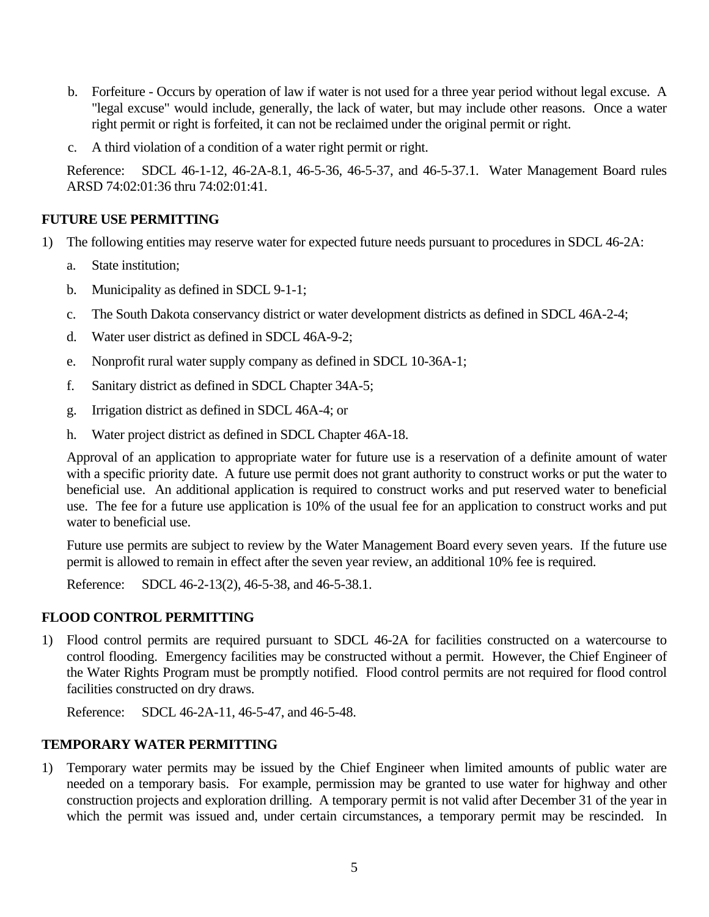b. Forfeiture - Occurs by operation of law if water is not used for a three year period without legal excuse. A "legal excuse" would include, generally, the lack of water, but may include other reasons. Once a water right permit or right is forfeited, it can not be reclaimed under the original permit or right.

c. A third violation of a condition of a water right permit or right.

Reference: SDCL 46-1-12, 46-2A-8.1, 46-5-36, 46-5-37, and 46-5-37.1. Water Management Board rules ARSD 74:02:01:36 thru 74:02:01:41.

**FUTURE USE PERMITTING**

1) The following entities may reserve water for expected future needs pursuant to procedures in SDCL 46-2A:

   a. State institution;

   b. Municipality as defined in SDCL 9-1-1;

   c. The South Dakota conservancy district or water development districts as defined in SDCL 46A-2-4;

   d. Water user district as defined in SDCL 46A-9-2;

   e. Nonprofit rural water supply company as defined in SDCL 10-36A-1;

   f. Sanitary district as defined in SDCL Chapter 34A-5;

   g. Irrigation district as defined in SDCL 46A-4; or

   h. Water project district as defined in SDCL Chapter 46A-18.

   Approval of an application to appropriate water for future use is a reservation of a definite amount of water with a specific priority date. A future use permit does not grant authority to construct works or put the water to beneficial use. An additional application is required to construct works and put reserved water to beneficial use. The fee for a future use application is 10% of the usual fee for an application to construct works and put water to beneficial use.

   Future use permits are subject to review by the Water Management Board every seven years. If the future use permit is allowed to remain in effect after the seven year review, an additional 10% fee is required.

   Reference: SDCL 46-2-13(2), 46-5-38, and 46-5-38.1.

**FLOOD CONTROL PERMITTING**

1) Flood control permits are required pursuant to SDCL 46-2A for facilities constructed on a watercourse to control flooding. Emergency facilities may be constructed without a permit. However, the Chief Engineer of the Water Rights Program must be promptly notified. Flood control permits are not required for flood control facilities constructed on dry draws.

   Reference: SDCL 46-2A-11, 46-5-47, and 46-5-48.

**TEMPORARY WATER PERMITTING**

1) Temporary water permits may be issued by the Chief Engineer when limited amounts of public water are needed on a temporary basis. For example, permission may be granted to use water for highway and other construction projects and exploration drilling. A temporary permit is not valid after December 31 of the year in which the permit was issued and, under certain circumstances, a temporary permit may be rescinded. In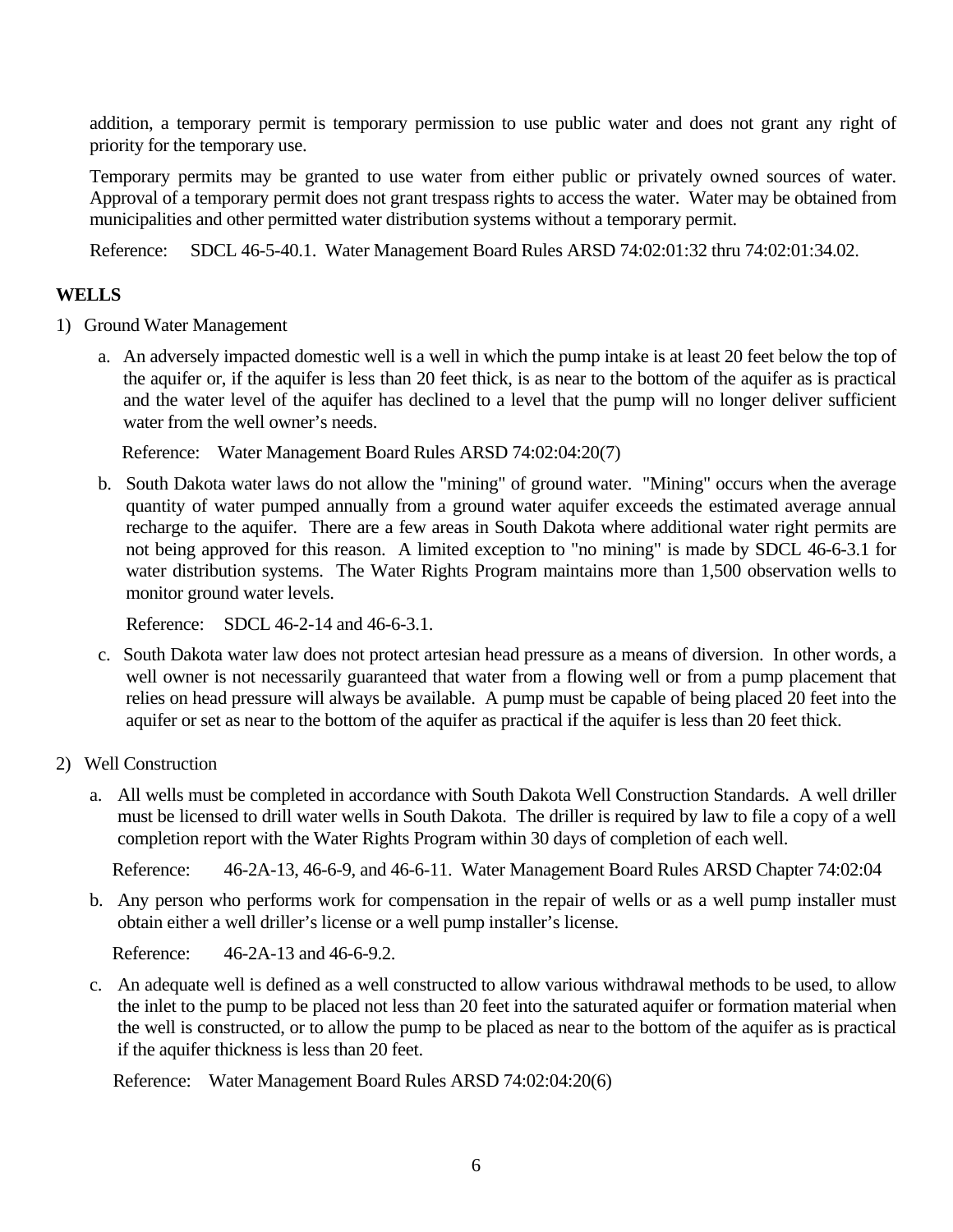addition, a temporary permit is temporary permission to use public water and does not grant any right of priority for the temporary use.

Temporary permits may be granted to use water from either public or privately owned sources of water. Approval of a temporary permit does not grant trespass rights to access the water. Water may be obtained from municipalities and other permitted water distribution systems without a temporary permit.

Reference: SDCL 46-5-40.1. Water Management Board Rules ARSD 74:02:01:32 thru 74:02:01:34.02.

## WELLS

1) Ground Water Management

   a. An adversely impacted domestic well is a well in which the pump intake is at least 20 feet below the top of the aquifer or, if the aquifer is less than 20 feet thick, is as near to the bottom of the aquifer as is practical and the water level of the aquifer has declined to a level that the pump will no longer deliver sufficient water from the well owner's needs.

      Reference: Water Management Board Rules ARSD 74:02:04:20(7)

   b. South Dakota water laws do not allow the "mining" of ground water. "Mining" occurs when the average quantity of water pumped annually from a ground water aquifer exceeds the estimated average annual recharge to the aquifer. There are a few areas in South Dakota where additional water right permits are not being approved for this reason. A limited exception to "no mining" is made by SDCL 46-6-3.1 for water distribution systems. The Water Rights Program maintains more than 1,500 observation wells to monitor ground water levels.

      Reference: SDCL 46-2-14 and 46-6-3.1.

   c. South Dakota water law does not protect artesian head pressure as a means of diversion. In other words, a well owner is not necessarily guaranteed that water from a flowing well or from a pump placement that relies on head pressure will always be available. A pump must be capable of being placed 20 feet into the aquifer or set as near to the bottom of the aquifer as practical if the aquifer is less than 20 feet thick.

2) Well Construction

   a. All wells must be completed in accordance with South Dakota Well Construction Standards. A well driller must be licensed to drill water wells in South Dakota. The driller is required by law to file a copy of a well completion report with the Water Rights Program within 30 days of completion of each well.

      Reference: 46-2A-13, 46-6-9, and 46-6-11. Water Management Board Rules ARSD Chapter 74:02:04

   b. Any person who performs work for compensation in the repair of wells or as a well pump installer must obtain either a well driller's license or a well pump installer's license.

      Reference: 46-2A-13 and 46-6-9.2.

   c. An adequate well is defined as a well constructed to allow various withdrawal methods to be used, to allow the inlet to the pump to be placed not less than 20 feet into the saturated aquifer or formation material when the well is constructed, or to allow the pump to be placed as near to the bottom of the aquifer as is practical if the aquifer thickness is less than 20 feet.

      Reference: Water Management Board Rules ARSD 74:02:04:20(6)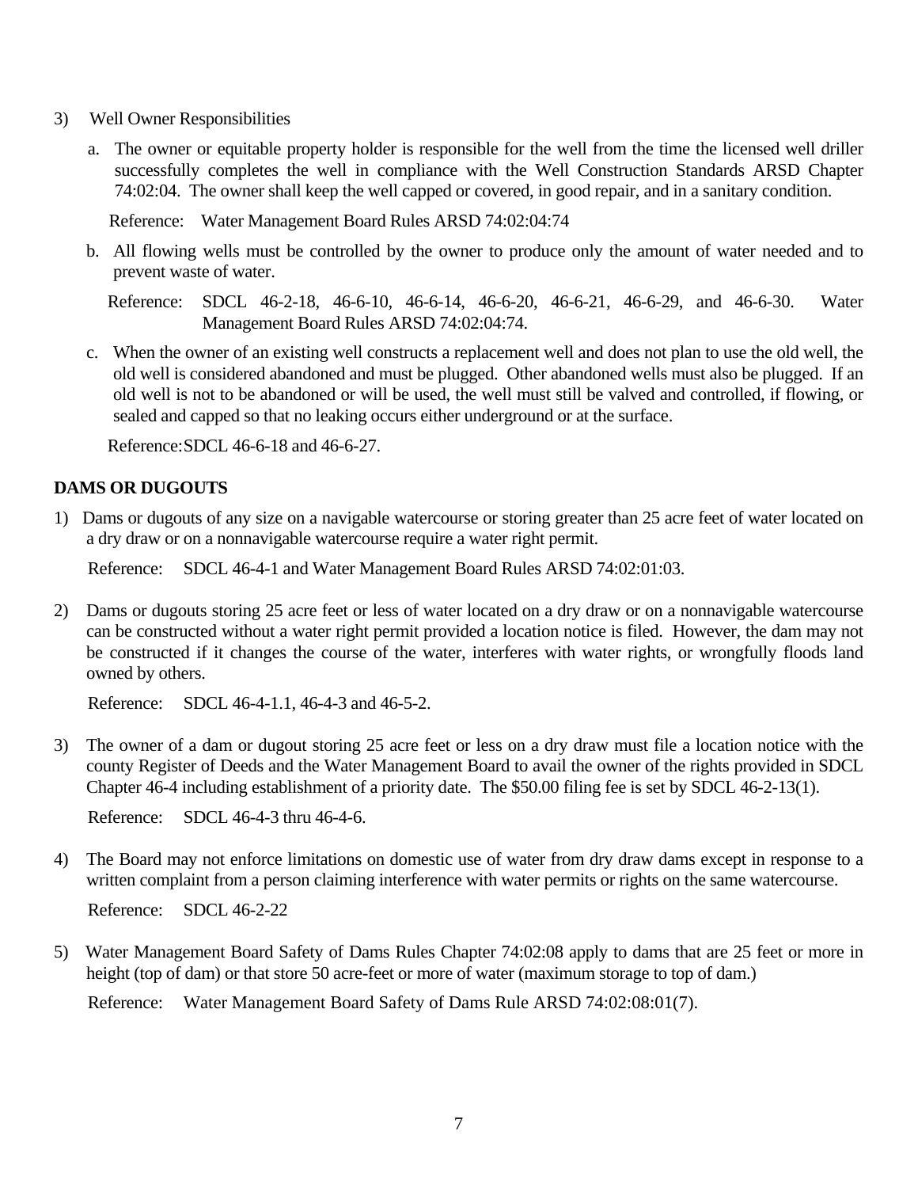3) Well Owner Responsibilities

   a. The owner or equitable property holder is responsible for the well from the time the licensed well driller successfully completes the well in compliance with the Well Construction Standards ARSD Chapter 74:02:04. The owner shall keep the well capped or covered, in good repair, and in a sanitary condition.

      Reference: Water Management Board Rules ARSD 74:02:04:74

   b. All flowing wells must be controlled by the owner to produce only the amount of water needed and to prevent waste of water.

      Reference: SDCL 46-2-18, 46-6-10, 46-6-14, 46-6-20, 46-6-21, 46-6-29, and 46-6-30. Water Management Board Rules ARSD 74:02:04:74.

   c. When the owner of an existing well constructs a replacement well and does not plan to use the old well, the old well is considered abandoned and must be plugged. Other abandoned wells must also be plugged. If an old well is not to be abandoned or will be used, the well must still be valved and controlled, if flowing, or sealed and capped so that no leaking occurs either underground or at the surface.

      Reference: SDCL 46-6-18 and 46-6-27.

**DAMS OR DUGOUTS**

1) Dams or dugouts of any size on a navigable watercourse or storing greater than 25 acre feet of water located on a dry draw or on a nonnavigable watercourse require a water right permit.

   Reference: SDCL 46-4-1 and Water Management Board Rules ARSD 74:02:01:03.

2) Dams or dugouts storing 25 acre feet or less of water located on a dry draw or on a nonnavigable watercourse can be constructed without a water right permit provided a location notice is filed. However, the dam may not be constructed if it changes the course of the water, interferes with water rights, or wrongfully floods land owned by others.

   Reference: SDCL 46-4-1.1, 46-4-3 and 46-5-2.

3) The owner of a dam or dugout storing 25 acre feet or less on a dry draw must file a location notice with the county Register of Deeds and the Water Management Board to avail the owner of the rights provided in SDCL Chapter 46-4 including establishment of a priority date. The $50.00 filing fee is set by SDCL 46-2-13(1).

   Reference: SDCL 46-4-3 thru 46-4-6.

4) The Board may not enforce limitations on domestic use of water from dry draw dams except in response to a written complaint from a person claiming interference with water permits or rights on the same watercourse.

   Reference: SDCL 46-2-22

5) Water Management Board Safety of Dams Rules Chapter 74:02:08 apply to dams that are 25 feet or more in height (top of dam) or that store 50 acre-feet or more of water (maximum storage to top of dam.)

   Reference: Water Management Board Safety of Dams Rule ARSD 74:02:08:01(7).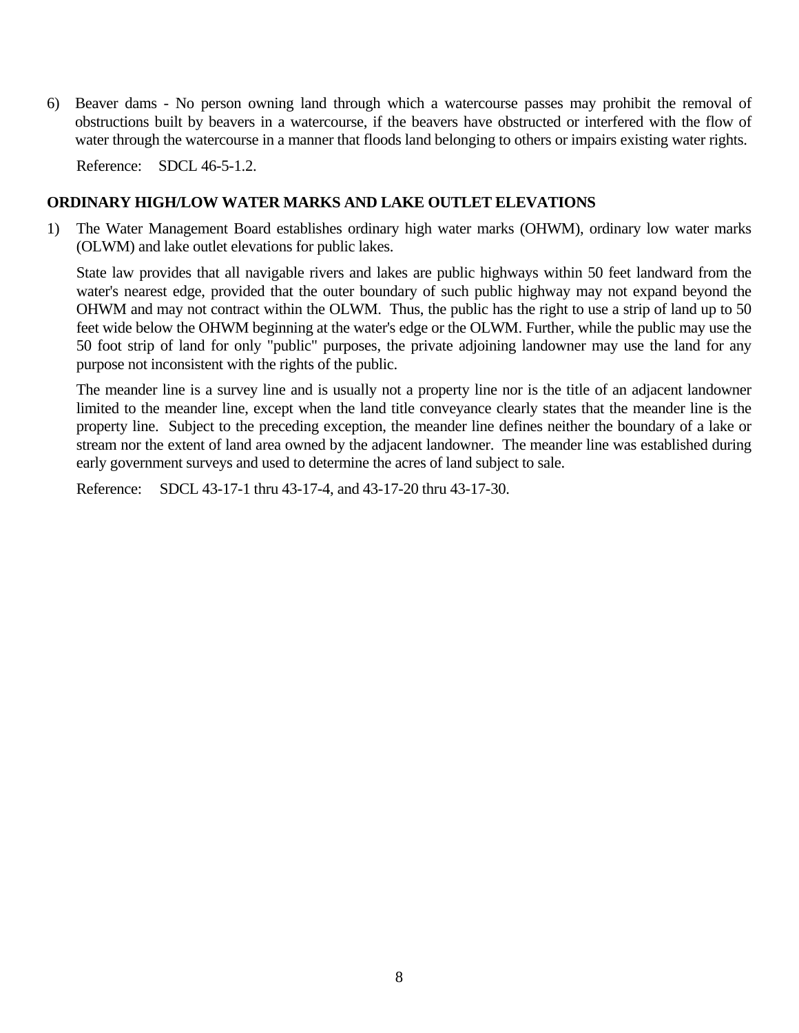6) Beaver dams - No person owning land through which a watercourse passes may prohibit the removal of obstructions built by beavers in a watercourse, if the beavers have obstructed or interfered with the flow of water through the watercourse in a manner that floods land belonging to others or impairs existing water rights.

   Reference: SDCL 46-5-1.2.

## ORDINARY HIGH/LOW WATER MARKS AND LAKE OUTLET ELEVATIONS

1) The Water Management Board establishes ordinary high water marks (OHWM), ordinary low water marks (OLWM) and lake outlet elevations for public lakes.

   State law provides that all navigable rivers and lakes are public highways within 50 feet landward from the water's nearest edge, provided that the outer boundary of such public highway may not expand beyond the OHWM and may not contract within the OLWM. Thus, the public has the right to use a strip of land up to 50 feet wide below the OHWM beginning at the water's edge or the OLWM. Further, while the public may use the 50 foot strip of land for only "public" purposes, the private adjoining landowner may use the land for any purpose not inconsistent with the rights of the public.

   The meander line is a survey line and is usually not a property line nor is the title of an adjacent landowner limited to the meander line, except when the land title conveyance clearly states that the meander line is the property line. Subject to the preceding exception, the meander line defines neither the boundary of a lake or stream nor the extent of land area owned by the adjacent landowner. The meander line was established during early government surveys and used to determine the acres of land subject to sale.

   Reference: SDCL 43-17-1 thru 43-17-4, and 43-17-20 thru 43-17-30.